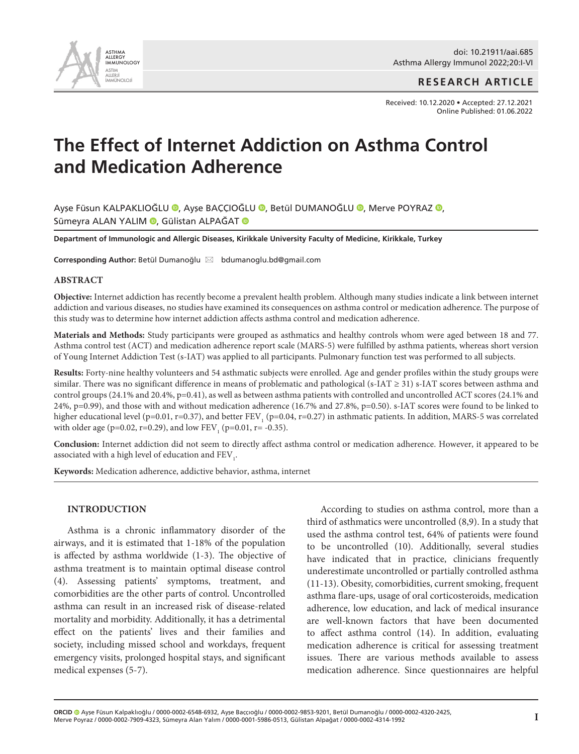**RESEARCH ARTICLE**

Received: 10.12.2020 • Accepted: 27.12.2021
Online Published: 01.06.2022

# The Effect of Internet Addiction on Asthma Control and Medication Adherence

Ayşe Füsun KALPAKLIOĞLU, Ayşe BAÇÇIOĞLU, Betül DUMANOĞLU, Merve POYRAZ, Sümeyra ALAN YALIM, Gülistan ALPAĞAT

**Department of Immunologic and Allergic Diseases, Kirikkale University Faculty of Medicine, Kirikkale, Turkey**

**Corresponding Author:** Betül Dumanoğlu bdumanoglu.bd@gmail.com

## ABSTRACT

**Objective:** Internet addiction has recently become a prevalent health problem. Although many studies indicate a link between internet addiction and various diseases, no studies have examined its consequences on asthma control or medication adherence. The purpose of this study was to determine how internet addiction affects asthma control and medication adherence.

**Materials and Methods:** Study participants were grouped as asthmatics and healthy controls whom were aged between 18 and 77. Asthma control test (ACT) and medication adherence report scale (MARS-5) were fulfilled by asthma patients, whereas short version of Young Internet Addiction Test (s-IAT) was applied to all participants. Pulmonary function test was performed to all subjects.

**Results:** Forty-nine healthy volunteers and 54 asthmatic subjects were enrolled. Age and gender profiles within the study groups were similar. There was no significant difference in means of problematic and pathological (s-IAT ≥ 31) s-IAT scores between asthma and control groups (24.1% and 20.4%, p=0.41), as well as between asthma patients with controlled and uncontrolled ACT scores (24.1% and 24%, p=0.99), and those with and without medication adherence (16.7% and 27.8%, p=0.50). s-IAT scores were found to be linked to higher educational level (p=0.01, r=0.37), and better $FEV_1$ (p=0.04, r=0.27) in asthmatic patients. In addition, MARS-5 was correlated with older age (p=0.02, r=0.29), and low $FEV_1$ (p=0.01, r= -0.35).

**Conclusion:** Internet addiction did not seem to directly affect asthma control or medication adherence. However, it appeared to be associated with a high level of education and $FEV_1$.

**Keywords:** Medication adherence, addictive behavior, asthma, internet

## INTRODUCTION

Asthma is a chronic inflammatory disorder of the airways, and it is estimated that 1-18% of the population is affected by asthma worldwide (1-3). The objective of asthma treatment is to maintain optimal disease control (4). Assessing patients' symptoms, treatment, and comorbidities are the other parts of control. Uncontrolled asthma can result in an increased risk of disease-related mortality and morbidity. Additionally, it has a detrimental effect on the patients' lives and their families and society, including missed school and workdays, frequent emergency visits, prolonged hospital stays, and significant medical expenses (5-7).

According to studies on asthma control, more than a third of asthmatics were uncontrolled (8,9). In a study that used the asthma control test, 64% of patients were found to be uncontrolled (10). Additionally, several studies have indicated that in practice, clinicians frequently underestimate uncontrolled or partially controlled asthma (11-13). Obesity, comorbidities, current smoking, frequent asthma flare-ups, usage of oral corticosteroids, medication adherence, low education, and lack of medical insurance are well-known factors that have been documented to affect asthma control (14). In addition, evaluating medication adherence is critical for assessing treatment issues. There are various methods available to assess medication adherence. Since questionnaires are helpful

ORCID Ayse Füsun Kalpaklıoğlu / 0000-0002-6548-6932, Ayse Baççıoğlu / 0000-0002-9853-9201, Betül Dumanoğlu / 0000-0002-4320-2425, Merve Poyraz / 0000-0002-7909-4323, Sümeyra Alan Yalım / 0000-0001-5986-0513, Gülistan Alpağat / 0000-0002-4314-1992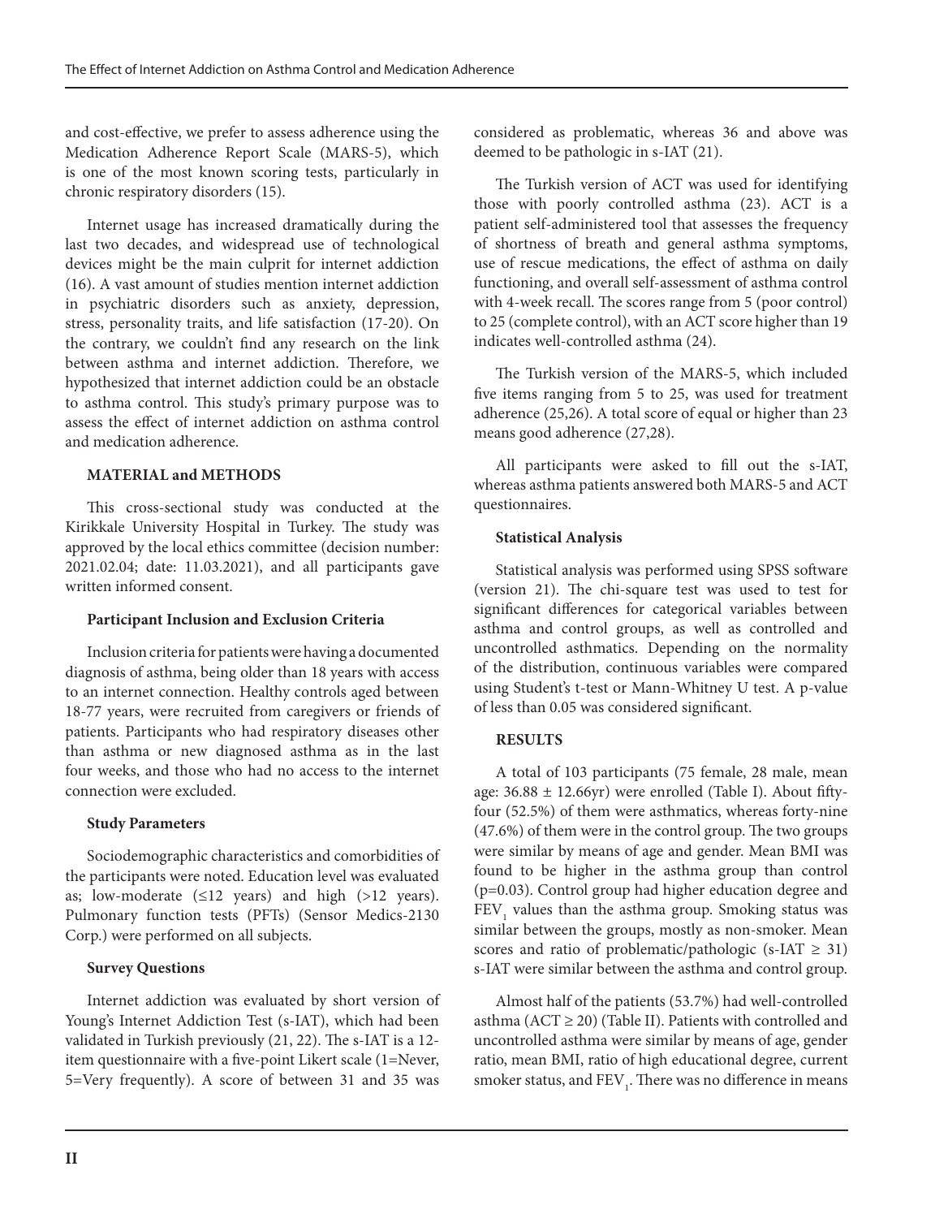and cost-effective, we prefer to assess adherence using the Medication Adherence Report Scale (MARS-5), which is one of the most known scoring tests, particularly in chronic respiratory disorders (15).

Internet usage has increased dramatically during the last two decades, and widespread use of technological devices might be the main culprit for internet addiction (16). A vast amount of studies mention internet addiction in psychiatric disorders such as anxiety, depression, stress, personality traits, and life satisfaction (17-20). On the contrary, we couldn't find any research on the link between asthma and internet addiction. Therefore, we hypothesized that internet addiction could be an obstacle to asthma control. This study's primary purpose was to assess the effect of internet addiction on asthma control and medication adherence.

## MATERIAL and METHODS

This cross-sectional study was conducted at the Kirikkale University Hospital in Turkey. The study was approved by the local ethics committee (decision number: 2021.02.04; date: 11.03.2021), and all participants gave written informed consent.

### Participant Inclusion and Exclusion Criteria

Inclusion criteria for patients were having a documented diagnosis of asthma, being older than 18 years with access to an internet connection. Healthy controls aged between 18-77 years, were recruited from caregivers or friends of patients. Participants who had respiratory diseases other than asthma or new diagnosed asthma as in the last four weeks, and those who had no access to the internet connection were excluded.

### Study Parameters

Sociodemographic characteristics and comorbidities of the participants were noted. Education level was evaluated as; low-moderate (≤12 years) and high (>12 years). Pulmonary function tests (PFTs) (Sensor Medics-2130 Corp.) were performed on all subjects.

### Survey Questions

Internet addiction was evaluated by short version of Young's Internet Addiction Test (s-IAT), which had been validated in Turkish previously (21, 22). The s-IAT is a 12-item questionnaire with a five-point Likert scale (1=Never, 5=Very frequently). A score of between 31 and 35 was considered as problematic, whereas 36 and above was deemed to be pathologic in s-IAT (21).

The Turkish version of ACT was used for identifying those with poorly controlled asthma (23). ACT is a patient self-administered tool that assesses the frequency of shortness of breath and general asthma symptoms, use of rescue medications, the effect of asthma on daily functioning, and overall self-assessment of asthma control with 4-week recall. The scores range from 5 (poor control) to 25 (complete control), with an ACT score higher than 19 indicates well-controlled asthma (24).

The Turkish version of the MARS-5, which included five items ranging from 5 to 25, was used for treatment adherence (25,26). A total score of equal or higher than 23 means good adherence (27,28).

All participants were asked to fill out the s-IAT, whereas asthma patients answered both MARS-5 and ACT questionnaires.

### Statistical Analysis

Statistical analysis was performed using SPSS software (version 21). The chi-square test was used to test for significant differences for categorical variables between asthma and control groups, as well as controlled and uncontrolled asthmatics. Depending on the normality of the distribution, continuous variables were compared using Student's t-test or Mann-Whitney U test. A p-value of less than 0.05 was considered significant.

## RESULTS

A total of 103 participants (75 female, 28 male, mean age: 36.88 ± 12.66yr) were enrolled (Table I). About fifty-four (52.5%) of them were asthmatics, whereas forty-nine (47.6%) of them were in the control group. The two groups were similar by means of age and gender. Mean BMI was found to be higher in the asthma group than control (p=0.03). Control group had higher education degree and $FEV_1$ values than the asthma group. Smoking status was similar between the groups, mostly as non-smoker. Mean scores and ratio of problematic/pathologic (s-IAT ≥ 31) s-IAT were similar between the asthma and control group.

Almost half of the patients (53.7%) had well-controlled asthma (ACT ≥ 20) (Table II). Patients with controlled and uncontrolled asthma were similar by means of age, gender ratio, mean BMI, ratio of high educational degree, current smoker status, and $FEV_1$. There was no difference in means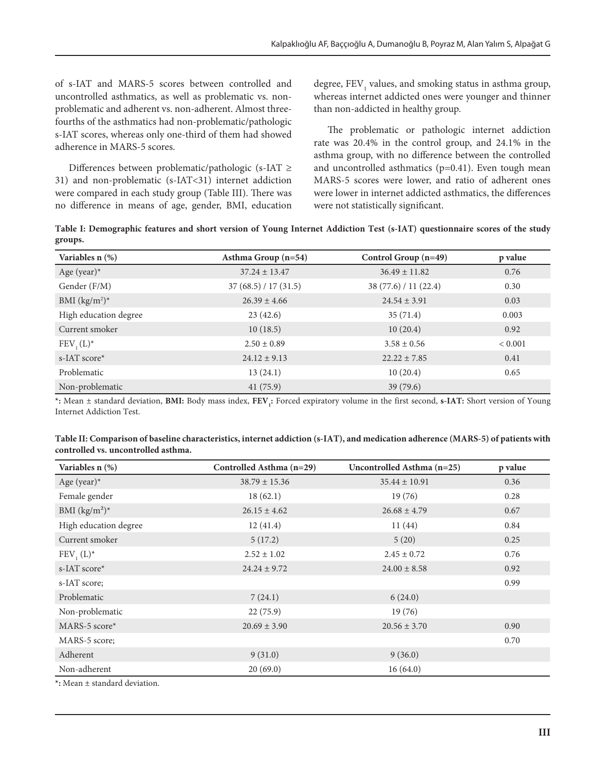of s-IAT and MARS-5 scores between controlled and uncontrolled asthmatics, as well as problematic vs. non-problematic and adherent vs. non-adherent. Almost three-fourths of the asthmatics had non-problematic/pathologic s-IAT scores, whereas only one-third of them had showed adherence in MARS-5 scores.

Differences between problematic/pathologic (s-IAT ≥ 31) and non-problematic (s-IAT<31) internet addiction were compared in each study group (Table III). There was no difference in means of age, gender, BMI, education degree, $FEV_1$ values, and smoking status in asthma group, whereas internet addicted ones were younger and thinner than non-addicted in healthy group.

The problematic or pathologic internet addiction rate was 20.4% in the control group, and 24.1% in the asthma group, with no difference between the controlled and uncontrolled asthmatics (p=0.41). Even tough mean MARS-5 scores were lower, and ratio of adherent ones were lower in internet addicted asthmatics, the differences were not statistically significant.

**Table I: Demographic features and short version of Young Internet Addiction Test (s-IAT) questionnaire scores of the study groups.**

| Variables n (%) | Asthma Group (n=54) | Control Group (n=49) | p value |
|---|---|---|---|
| Age (year)* | 37.24 ± 13.47 | 36.49 ± 11.82 | 0.76 |
| Gender (F/M) | 37 (68.5) / 17 (31.5) | 38 (77.6) / 11 (22.4) | 0.30 |
| BMI ($kg/m^2$)* | 26.39 ± 4.66 | 24.54 ± 3.91 | 0.03 |
| High education degree | 23 (42.6) | 35 (71.4) | 0.003 |
| Current smoker | 10 (18.5) | 10 (20.4) | 0.92 |
| $FEV_1$ (L)* | 2.50 ± 0.89 | 3.58 ± 0.56 | < 0.001 |
| s-IAT score* | 24.12 ± 9.13 | 22.22 ± 7.85 | 0.41 |
| Problematic | 13 (24.1) | 10 (20.4) | 0.65 |
| Non-problematic | 41 (75.9) | 39 (79.6) | |

**\*:** Mean ± standard deviation, **BMI:** Body mass index, **$FEV_1$:** Forced expiratory volume in the first second, **s-IAT:** Short version of Young Internet Addiction Test.

**Table II: Comparison of baseline characteristics, internet addiction (s-IAT), and medication adherence (MARS-5) of patients with controlled vs. uncontrolled asthma.**

| Variables n (%) | Controlled Asthma (n=29) | Uncontrolled Asthma (n=25) | p value |
|---|---|---|---|
| Age (year)* | 38.79 ± 15.36 | 35.44 ± 10.91 | 0.36 |
| Female gender | 18 (62.1) | 19 (76) | 0.28 |
| BMI ($kg/m^2$)* | 26.15 ± 4.62 | 26.68 ± 4.79 | 0.67 |
| High education degree | 12 (41.4) | 11 (44) | 0.84 |
| Current smoker | 5 (17.2) | 5 (20) | 0.25 |
| $FEV_1$ (L)* | 2.52 ± 1.02 | 2.45 ± 0.72 | 0.76 |
| s-IAT score* | 24.24 ± 9.72 | 24.00 ± 8.58 | 0.92 |
| s-IAT score; | | | 0.99 |
| Problematic | 7 (24.1) | 6 (24.0) | |
| Non-problematic | 22 (75.9) | 19 (76) | |
| MARS-5 score* | 20.69 ± 3.90 | 20.56 ± 3.70 | 0.90 |
| MARS-5 score; | | | 0.70 |
| Adherent | 9 (31.0) | 9 (36.0) | |
| Non-adherent | 20 (69.0) | 16 (64.0) | |

**\*:** Mean ± standard deviation.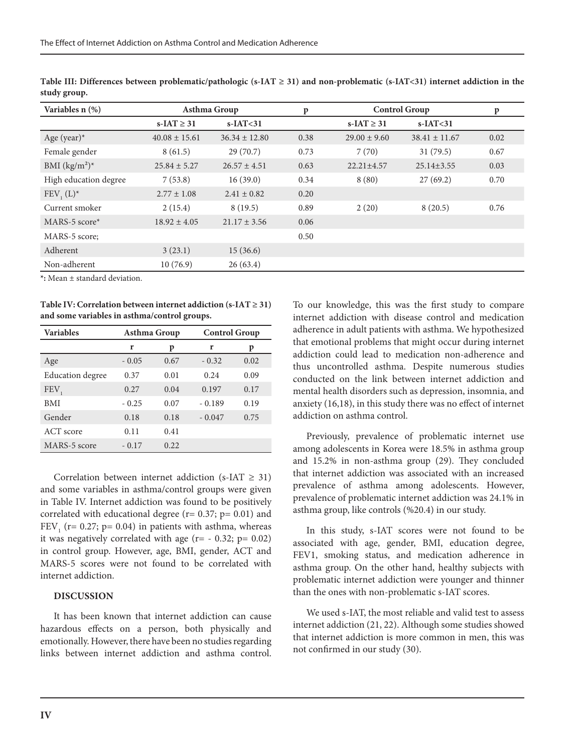**Table III: Differences between problematic/pathologic (s-IAT ≥ 31) and non-problematic (s-IAT<31) internet addiction in the study group.**

| Variables n (%) | Asthma Group | | p | Control Group | | p |
|---|---|---|---|---|---|---|
| | s-IAT ≥ 31 | s-IAT<31 | | s-IAT ≥ 31 | s-IAT<31 | |
| Age (year)* | 40.08 ± 15.61 | 36.34 ± 12.80 | 0.38 | 29.00 ± 9.60 | 38.41 ± 11.67 | 0.02 |
| Female gender | 8 (61.5) | 29 (70.7) | 0.73 | 7 (70) | 31 (79.5) | 0.67 |
| BMI ($kg/m^2$)* | 25.84 ± 5.27 | 26.57 ± 4.51 | 0.63 | 22.21±4.57 | 25.14±3.55 | 0.03 |
| High education degree | 7 (53.8) | 16 (39.0) | 0.34 | 8 (80) | 27 (69.2) | 0.70 |
| $FEV_1$ (L)* | 2.77 ± 1.08 | 2.41 ± 0.82 | 0.20 | | | |
| Current smoker | 2 (15.4) | 8 (19.5) | 0.89 | 2 (20) | 8 (20.5) | 0.76 |
| MARS-5 score* | 18.92 ± 4.05 | 21.17 ± 3.56 | 0.06 | | | |
| MARS-5 score; | | | 0.50 | | | |
| Adherent | 3 (23.1) | 15 (36.6) | | | | |
| Non-adherent | 10 (76.9) | 26 (63.4) | | | | |

*: Mean ± standard deviation.

**Table IV: Correlation between internet addiction (s-IAT ≥ 31) and some variables in asthma/control groups.**

| Variables | Asthma Group | | Control Group | |
|---|---|---|---|---|
| | r | p | r | p |
| Age | - 0.05 | 0.67 | - 0.32 | 0.02 |
| Education degree | 0.37 | 0.01 | 0.24 | 0.09 |
| $FEV_1$ | 0.27 | 0.04 | 0.197 | 0.17 |
| BMI | - 0.25 | 0.07 | - 0.189 | 0.19 |
| Gender | 0.18 | 0.18 | - 0.047 | 0.75 |
| ACT score | 0.11 | 0.41 | | |
| MARS-5 score | - 0.17 | 0.22 | | |

Correlation between internet addiction (s-IAT ≥ 31) and some variables in asthma/control groups were given in Table IV. Internet addiction was found to be positively correlated with educational degree (r= 0.37; p= 0.01) and $FEV_1$ (r= 0.27; p= 0.04) in patients with asthma, whereas it was negatively correlated with age (r= - 0.32; p= 0.02) in control group. However, age, BMI, gender, ACT and MARS-5 scores were not found to be correlated with internet addiction.

## DISCUSSION

It has been known that internet addiction can cause hazardous effects on a person, both physically and emotionally. However, there have been no studies regarding links between internet addiction and asthma control. To our knowledge, this was the first study to compare internet addiction with disease control and medication adherence in adult patients with asthma. We hypothesized that emotional problems that might occur during internet addiction could lead to medication non-adherence and thus uncontrolled asthma. Despite numerous studies conducted on the link between internet addiction and mental health disorders such as depression, insomnia, and anxiety (16,18), in this study there was no effect of internet addiction on asthma control.

Previously, prevalence of problematic internet use among adolescents in Korea were 18.5% in asthma group and 15.2% in non-asthma group (29). They concluded that internet addiction was associated with an increased prevalence of asthma among adolescents. However, prevalence of problematic internet addiction was 24.1% in asthma group, like controls (%20.4) in our study.

In this study, s-IAT scores were not found to be associated with age, gender, BMI, education degree, FEV1, smoking status, and medication adherence in asthma group. On the other hand, healthy subjects with problematic internet addiction were younger and thinner than the ones with non-problematic s-IAT scores.

We used s-IAT, the most reliable and valid test to assess internet addiction (21, 22). Although some studies showed that internet addiction is more common in men, this was not confirmed in our study (30).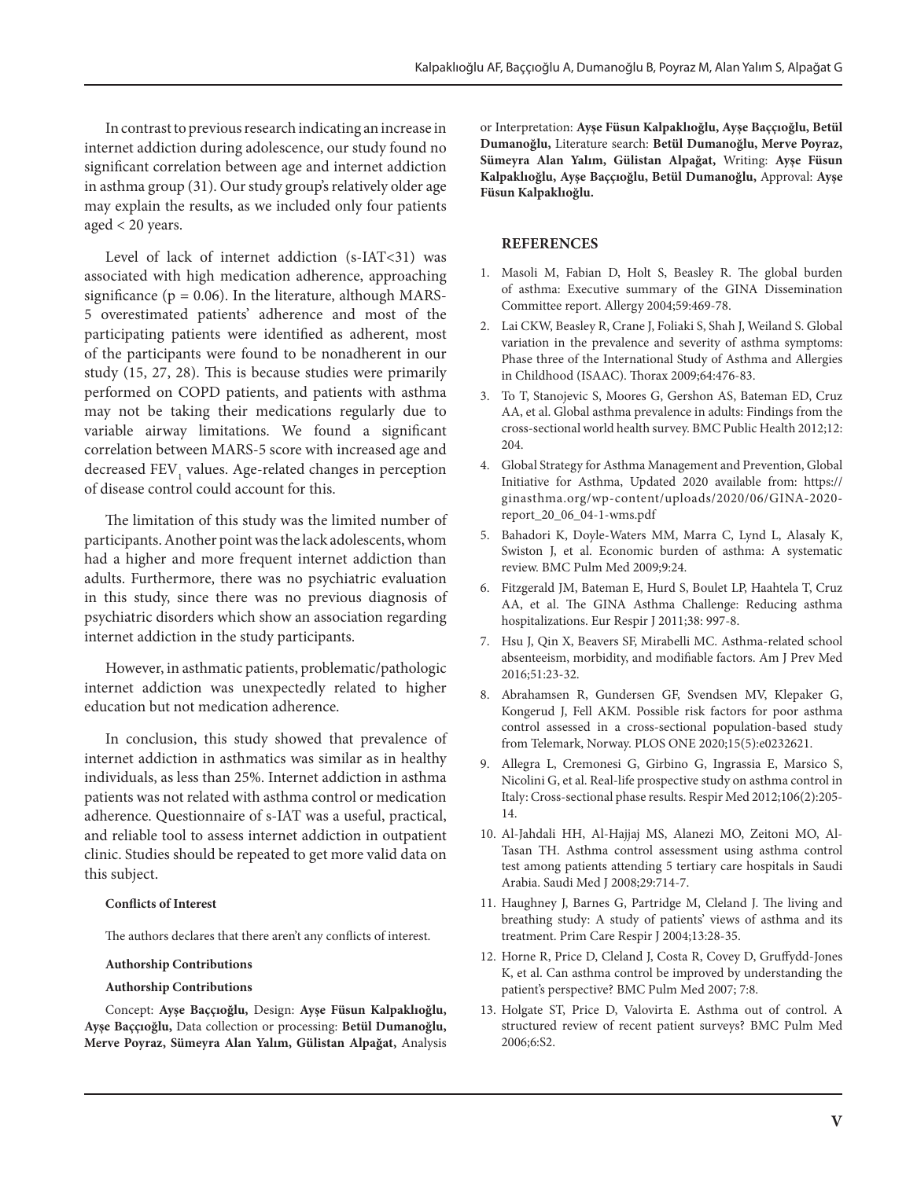In contrast to previous research indicating an increase in internet addiction during adolescence, our study found no significant correlation between age and internet addiction in asthma group (31). Our study group's relatively older age may explain the results, as we included only four patients aged < 20 years.

Level of lack of internet addiction (s-IAT<31) was associated with high medication adherence, approaching significance (p = 0.06). In the literature, although MARS-5 overestimated patients' adherence and most of the participating patients were identified as adherent, most of the participants were found to be nonadherent in our study (15, 27, 28). This is because studies were primarily performed on COPD patients, and patients with asthma may not be taking their medications regularly due to variable airway limitations. We found a significant correlation between MARS-5 score with increased age and decreased $FEV_1$ values. Age-related changes in perception of disease control could account for this.

The limitation of this study was the limited number of participants. Another point was the lack adolescents, whom had a higher and more frequent internet addiction than adults. Furthermore, there was no psychiatric evaluation in this study, since there was no previous diagnosis of psychiatric disorders which show an association regarding internet addiction in the study participants.

However, in asthmatic patients, problematic/pathologic internet addiction was unexpectedly related to higher education but not medication adherence.

In conclusion, this study showed that prevalence of internet addiction in asthmatics was similar as in healthy individuals, as less than 25%. Internet addiction in asthma patients was not related with asthma control or medication adherence. Questionnaire of s-IAT was a useful, practical, and reliable tool to assess internet addiction in outpatient clinic. Studies should be repeated to get more valid data on this subject.

**Conflicts of Interest**

The authors declares that there aren't any conflicts of interest.

**Authorship Contributions**

**Authorship Contributions**

Concept: **Ayşe Baççıoğlu,** Design: **Ayşe Füsun Kalpaklıoğlu, Ayşe Baççıoğlu,** Data collection or processing: **Betül Dumanoğlu, Merve Poyraz, Sümeyra Alan Yalım, Gülistan Alpağat,** Analysis or Interpretation: **Ayşe Füsun Kalpaklıoğlu, Ayşe Baççıoğlu, Betül Dumanoğlu,** Literature search: **Betül Dumanoğlu, Merve Poyraz, Sümeyra Alan Yalım, Gülistan Alpağat,** Writing: **Ayşe Füsun Kalpaklıoğlu, Ayşe Baççıoğlu, Betül Dumanoğlu,** Approval: **Ayşe Füsun Kalpaklıoğlu.**

## REFERENCES

1. Masoli M, Fabian D, Holt S, Beasley R. The global burden of asthma: Executive summary of the GINA Dissemination Committee report. Allergy 2004;59:469-78.
2. Lai CKW, Beasley R, Crane J, Foliaki S, Shah J, Weiland S. Global variation in the prevalence and severity of asthma symptoms: Phase three of the International Study of Asthma and Allergies in Childhood (ISAAC). Thorax 2009;64:476-83.
3. To T, Stanojevic S, Moores G, Gershon AS, Bateman ED, Cruz AA, et al. Global asthma prevalence in adults: Findings from the cross-sectional world health survey. BMC Public Health 2012;12: 204.
4. Global Strategy for Asthma Management and Prevention, Global Initiative for Asthma, Updated 2020 available from: https://ginasthma.org/wp-content/uploads/2020/06/GINA-2020-report_20_06_04-1-wms.pdf
5. Bahadori K, Doyle-Waters MM, Marra C, Lynd L, Alasaly K, Swiston J, et al. Economic burden of asthma: A systematic review. BMC Pulm Med 2009;9:24.
6. Fitzgerald JM, Bateman E, Hurd S, Boulet LP, Haahtela T, Cruz AA, et al. The GINA Asthma Challenge: Reducing asthma hospitalizations. Eur Respir J 2011;38: 997-8.
7. Hsu J, Qin X, Beavers SF, Mirabelli MC. Asthma-related school absenteeism, morbidity, and modifiable factors. Am J Prev Med 2016;51:23-32.
8. Abrahamsen R, Gundersen GF, Svendsen MV, Klepaker G, Kongerud J, Fell AKM. Possible risk factors for poor asthma control assessed in a cross-sectional population-based study from Telemark, Norway. PLOS ONE 2020;15(5):e0232621.
9. Allegra L, Cremonesi G, Girbino G, Ingrassia E, Marsico S, Nicolini G, et al. Real-life prospective study on asthma control in Italy: Cross-sectional phase results. Respir Med 2012;106(2):205-14.
10. Al-Jahdali HH, Al-Hajjaj MS, Alanezi MO, Zeitoni MO, Al-Tasan TH. Asthma control assessment using asthma control test among patients attending 5 tertiary care hospitals in Saudi Arabia. Saudi Med J 2008;29:714-7.
11. Haughney J, Barnes G, Partridge M, Cleland J. The living and breathing study: A study of patients' views of asthma and its treatment. Prim Care Respir J 2004;13:28-35.
12. Horne R, Price D, Cleland J, Costa R, Covey D, Gruffydd-Jones K, et al. Can asthma control be improved by understanding the patient's perspective? BMC Pulm Med 2007; 7:8.
13. Holgate ST, Price D, Valovirta E. Asthma out of control. A structured review of recent patient surveys? BMC Pulm Med 2006;6:S2.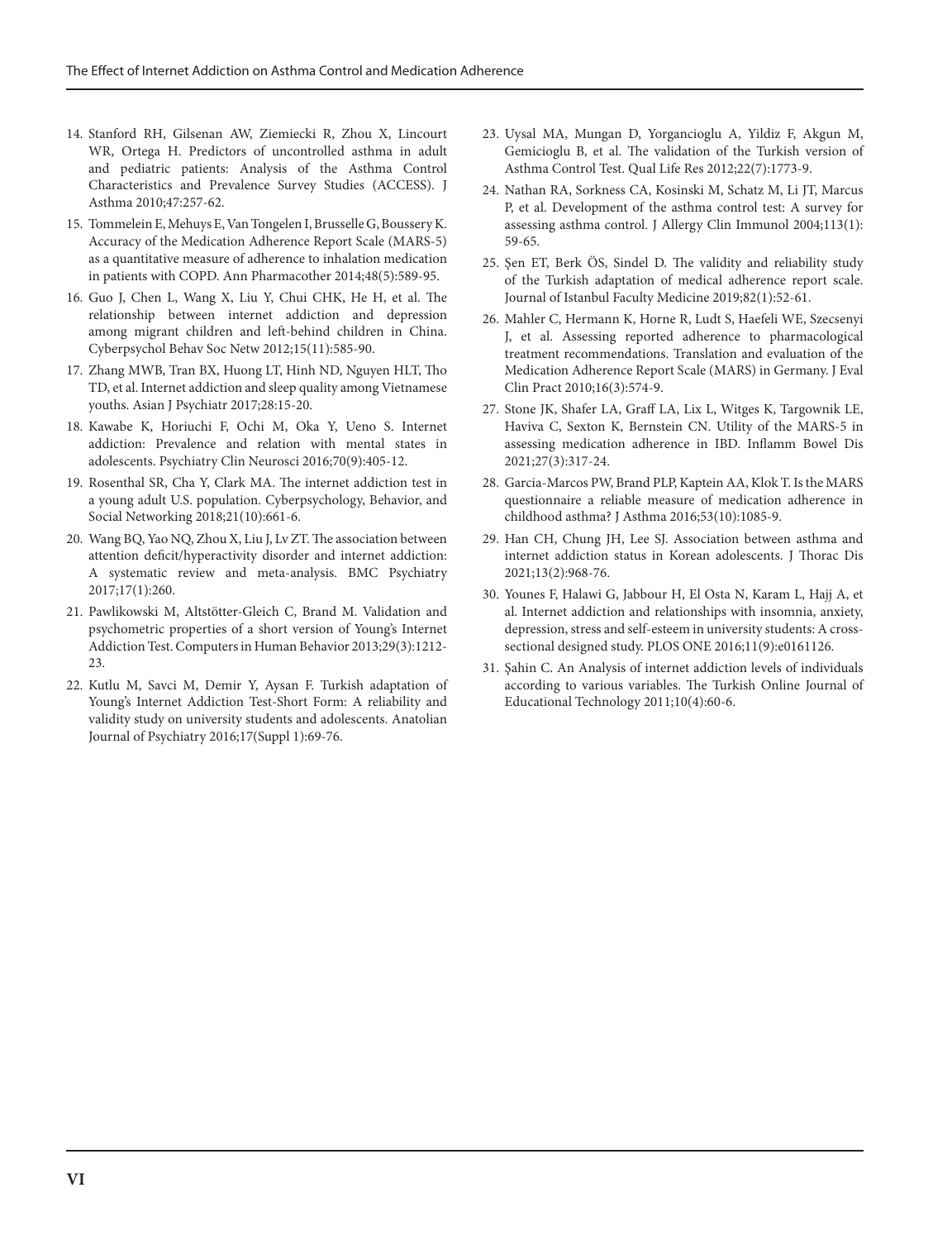14. Stanford RH, Gilsenan AW, Ziemiecki R, Zhou X, Lincourt WR, Ortega H. Predictors of uncontrolled asthma in adult and pediatric patients: Analysis of the Asthma Control Characteristics and Prevalence Survey Studies (ACCESS). J Asthma 2010;47:257-62.
15. Tommelein E, Mehuys E, Van Tongelen I, Brusselle G, Boussery K. Accuracy of the Medication Adherence Report Scale (MARS-5) as a quantitative measure of adherence to inhalation medication in patients with COPD. Ann Pharmacother 2014;48(5):589-95.
16. Guo J, Chen L, Wang X, Liu Y, Chui CHK, He H, et al. The relationship between internet addiction and depression among migrant children and left-behind children in China. Cyberpsychol Behav Soc Netw 2012;15(11):585-90.
17. Zhang MWB, Tran BX, Huong LT, Hinh ND, Nguyen HLT, Tho TD, et al. Internet addiction and sleep quality among Vietnamese youths. Asian J Psychiatr 2017;28:15-20.
18. Kawabe K, Horiuchi F, Ochi M, Oka Y, Ueno S. Internet addiction: Prevalence and relation with mental states in adolescents. Psychiatry Clin Neurosci 2016;70(9):405-12.
19. Rosenthal SR, Cha Y, Clark MA. The internet addiction test in a young adult U.S. population. Cyberpsychology, Behavior, and Social Networking 2018;21(10):661-6.
20. Wang BQ, Yao NQ, Zhou X, Liu J, Lv ZT. The association between attention deficit/hyperactivity disorder and internet addiction: A systematic review and meta-analysis. BMC Psychiatry 2017;17(1):260.
21. Pawlikowski M, Altstötter-Gleich C, Brand M. Validation and psychometric properties of a short version of Young's Internet Addiction Test. Computers in Human Behavior 2013;29(3):1212-23.
22. Kutlu M, Savci M, Demir Y, Aysan F. Turkish adaptation of Young's Internet Addiction Test-Short Form: A reliability and validity study on university students and adolescents. Anatolian Journal of Psychiatry 2016;17(Suppl 1):69-76.
23. Uysal MA, Mungan D, Yorgancioglu A, Yildiz F, Akgun M, Gemicioglu B, et al. The validation of the Turkish version of Asthma Control Test. Qual Life Res 2012;22(7):1773-9.
24. Nathan RA, Sorkness CA, Kosinski M, Schatz M, Li JT, Marcus P, et al. Development of the asthma control test: A survey for assessing asthma control. J Allergy Clin Immunol 2004;113(1):59-65.
25. Şen ET, Berk ÖS, Sindel D. The validity and reliability study of the Turkish adaptation of medical adherence report scale. Journal of Istanbul Faculty Medicine 2019;82(1):52-61.
26. Mahler C, Hermann K, Horne R, Ludt S, Haefeli WE, Szecsenyi J, et al. Assessing reported adherence to pharmacological treatment recommendations. Translation and evaluation of the Medication Adherence Report Scale (MARS) in Germany. J Eval Clin Pract 2010;16(3):574-9.
27. Stone JK, Shafer LA, Graff LA, Lix L, Witges K, Targownik LE, Haviva C, Sexton K, Bernstein CN. Utility of the MARS-5 in assessing medication adherence in IBD. Inflamm Bowel Dis 2021;27(3):317-24.
28. Garcia-Marcos PW, Brand PLP, Kaptein AA, Klok T. Is the MARS questionnaire a reliable measure of medication adherence in childhood asthma? J Asthma 2016;53(10):1085-9.
29. Han CH, Chung JH, Lee SJ. Association between asthma and internet addiction status in Korean adolescents. J Thorac Dis 2021;13(2):968-76.
30. Younes F, Halawi G, Jabbour H, El Osta N, Karam L, Hajj A, et al. Internet addiction and relationships with insomnia, anxiety, depression, stress and self-esteem in university students: A cross-sectional designed study. PLOS ONE 2016;11(9):e0161126.
31. Şahin C. An Analysis of internet addiction levels of individuals according to various variables. The Turkish Online Journal of Educational Technology 2011;10(4):60-6.